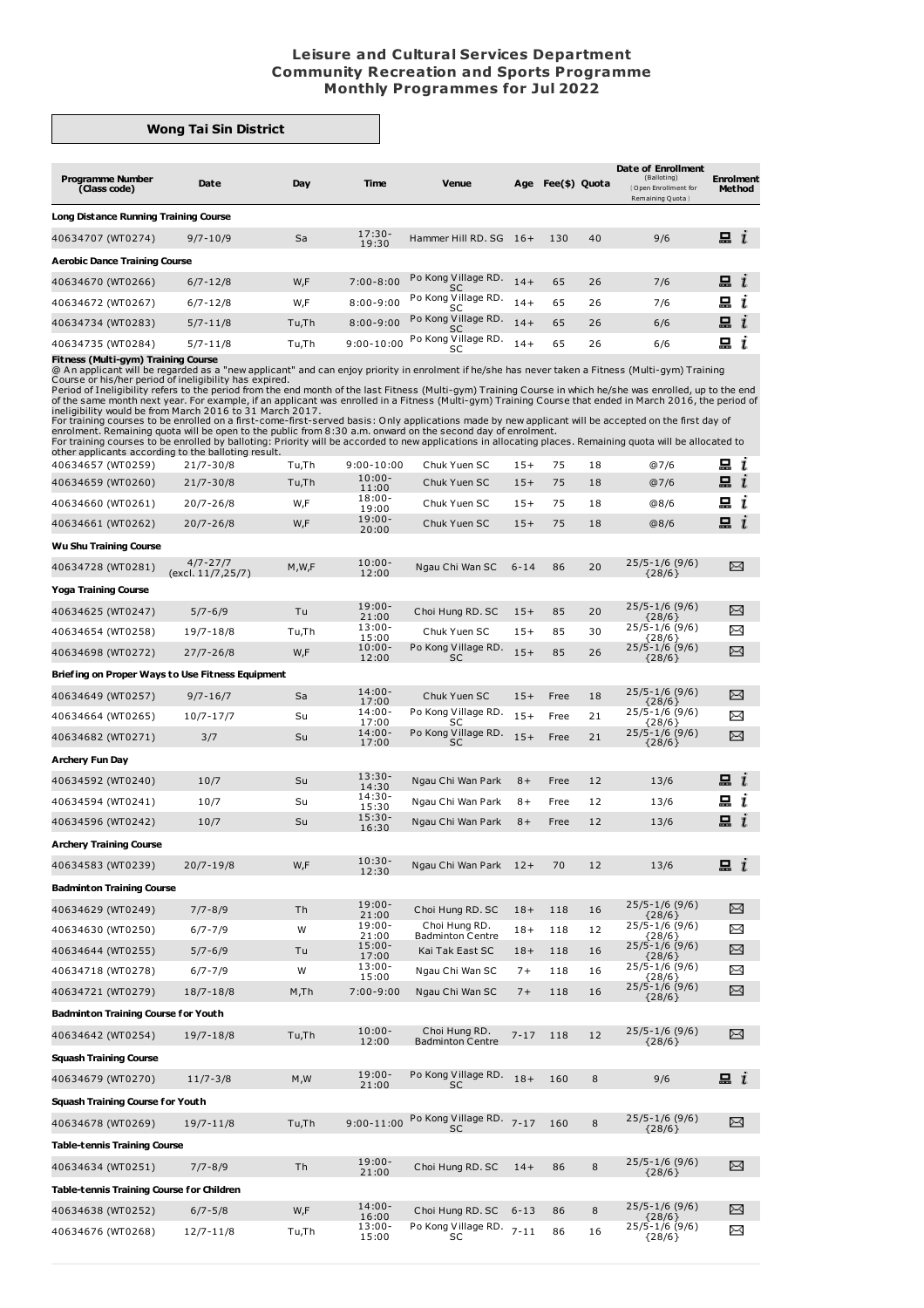# Leisure and Cultural Services Department
# Community Recreation and Sports Programme
# Monthly Programmes for Jul 2022

## Wong Tai Sin District

| Programme Number (Class code) | Date | Day | Time | Venue | Age | Fee($) | Quota | Date of Enrollment (Balloting) (Open Enrollment for Remaining Quota) | Enrolment Method |
|---|---|---|---|---|---|---|---|---|---|
| **Long Distance Running Training Course** | | | | | | | | | |
| 40634707 (WT0274) | 9/7-10/9 | Sa | 17:30-19:30 | Hammer Hill RD. SG | 16+ | 130 | 40 | 9/6 | 🖳 i |
| **Aerobic Dance Training Course** | | | | | | | | | |
| 40634670 (WT0266) | 6/7-12/8 | W,F | 7:00-8:00 | Po Kong Village RD. SC | 14+ | 65 | 26 | 7/6 | 🖳 i |
| 40634672 (WT0267) | 6/7-12/8 | W,F | 8:00-9:00 | Po Kong Village RD. SC | 14+ | 65 | 26 | 7/6 | 🖳 i |
| 40634734 (WT0283) | 5/7-11/8 | Tu,Th | 8:00-9:00 | Po Kong Village RD. SC | 14+ | 65 | 26 | 6/6 | 🖳 i |
| 40634735 (WT0284) | 5/7-11/8 | Tu,Th | 9:00-10:00 | Po Kong Village RD. SC | 14+ | 65 | 26 | 6/6 | 🖳 i |

**Fitness (Multi-gym) Training Course**

@ An applicant will be regarded as a "new applicant" and can enjoy priority in enrolment if he/she has never taken a Fitness (Multi-gym) Training Course or his/her period of ineligibility has expired.
Period of Ineligibility refers to the period from the end month of the last Fitness (Multi-gym) Training Course in which he/she was enrolled, up to the end of the same month next year. For example, if an applicant was enrolled in a Fitness (Multi-gym) Training Course that ended in March 2016, the period of ineligibility would be from March 2016 to 31 March 2017.
For training courses to be enrolled on a first-come-first-served basis: Only applications made by new applicant will be accepted on the first day of enrolment. Remaining quota will be open to the public from 8:30 a.m. onward on the second day of enrolment.
For training courses to be enrolled by balloting: Priority will be accorded to new applications in allocating places. Remaining quota will be allocated to other applicants according to the balloting result.

| Programme Number (Class code) | Date | Day | Time | Venue | Age | Fee($) | Quota | Date of Enrollment (Balloting) (Open Enrollment for Remaining Quota) | Enrolment Method |
|---|---|---|---|---|---|---|---|---|---|
| 40634657 (WT0259) | 21/7-30/8 | Tu,Th | 9:00-10:00 | Chuk Yuen SC | 15+ | 75 | 18 | @7/6 | 🖳 i |
| 40634659 (WT0260) | 21/7-30/8 | Tu,Th | 10:00-11:00 | Chuk Yuen SC | 15+ | 75 | 18 | @7/6 | 🖳 i |
| 40634660 (WT0261) | 20/7-26/8 | W,F | 18:00-19:00 | Chuk Yuen SC | 15+ | 75 | 18 | @8/6 | 🖳 i |
| 40634661 (WT0262) | 20/7-26/8 | W,F | 19:00-20:00 | Chuk Yuen SC | 15+ | 75 | 18 | @8/6 | 🖳 i |
| **Wu Shu Training Course** | | | | | | | | | |
| 40634728 (WT0281) | 4/7-27/7 (excl. 11/7,25/7) | M,W,F | 10:00-12:00 | Ngau Chi Wan SC | 6-14 | 86 | 20 | 25/5-1/6 (9/6) {28/6} | ✉ |
| **Yoga Training Course** | | | | | | | | | |
| 40634625 (WT0247) | 5/7-6/9 | Tu | 19:00-21:00 | Choi Hung RD. SC | 15+ | 85 | 20 | 25/5-1/6 (9/6) {28/6} | ✉ |
| 40634654 (WT0258) | 19/7-18/8 | Tu,Th | 13:00-15:00 | Chuk Yuen SC | 15+ | 85 | 30 | 25/5-1/6 (9/6) {28/6} | ✉ |
| 40634698 (WT0272) | 27/7-26/8 | W,F | 10:00-12:00 | Po Kong Village RD. SC | 15+ | 85 | 26 | 25/5-1/6 (9/6) {28/6} | ✉ |
| **Briefing on Proper Ways to Use Fitness Equipment** | | | | | | | | | |
| 40634649 (WT0257) | 9/7-16/7 | Sa | 14:00-17:00 | Chuk Yuen SC | 15+ | Free | 18 | 25/5-1/6 (9/6) {28/6} | ✉ |
| 40634664 (WT0265) | 10/7-17/7 | Su | 14:00-17:00 | Po Kong Village RD. SC | 15+ | Free | 21 | 25/5-1/6 (9/6) {28/6} | ✉ |
| 40634682 (WT0271) | 3/7 | Su | 14:00-17:00 | Po Kong Village RD. SC | 15+ | Free | 21 | 25/5-1/6 (9/6) {28/6} | ✉ |
| **Archery Fun Day** | | | | | | | | | |
| 40634592 (WT0240) | 10/7 | Su | 13:30-14:30 | Ngau Chi Wan Park | 8+ | Free | 12 | 13/6 | 🖳 i |
| 40634594 (WT0241) | 10/7 | Su | 14:30-15:30 | Ngau Chi Wan Park | 8+ | Free | 12 | 13/6 | 🖳 i |
| 40634596 (WT0242) | 10/7 | Su | 15:30-16:30 | Ngau Chi Wan Park | 8+ | Free | 12 | 13/6 | 🖳 i |
| **Archery Training Course** | | | | | | | | | |
| 40634583 (WT0239) | 20/7-19/8 | W,F | 10:30-12:30 | Ngau Chi Wan Park | 12+ | 70 | 12 | 13/6 | 🖳 i |
| **Badminton Training Course** | | | | | | | | | |
| 40634629 (WT0249) | 7/7-8/9 | Th | 19:00-21:00 | Choi Hung RD. SC | 18+ | 118 | 16 | 25/5-1/6 (9/6) {28/6} | ✉ |
| 40634630 (WT0250) | 6/7-7/9 | W | 19:00-21:00 | Choi Hung RD. Badminton Centre | 18+ | 118 | 12 | 25/5-1/6 (9/6) {28/6} | ✉ |
| 40634644 (WT0255) | 5/7-6/9 | Tu | 15:00-17:00 | Kai Tak East SC | 18+ | 118 | 16 | 25/5-1/6 (9/6) {28/6} | ✉ |
| 40634718 (WT0278) | 6/7-7/9 | W | 13:00-15:00 | Ngau Chi Wan SC | 7+ | 118 | 16 | 25/5-1/6 (9/6) {28/6} | ✉ |
| 40634721 (WT0279) | 18/7-18/8 | M,Th | 7:00-9:00 | Ngau Chi Wan SC | 7+ | 118 | 16 | 25/5-1/6 (9/6) {28/6} | ✉ |
| **Badminton Training Course for Youth** | | | | | | | | | |
| 40634642 (WT0254) | 19/7-18/8 | Tu,Th | 10:00-12:00 | Choi Hung RD. Badminton Centre | 7-17 | 118 | 12 | 25/5-1/6 (9/6) {28/6} | ✉ |
| **Squash Training Course** | | | | | | | | | |
| 40634679 (WT0270) | 11/7-3/8 | M,W | 19:00-21:00 | Po Kong Village RD. SC | 18+ | 160 | 8 | 9/6 | 🖳 i |
| **Squash Training Course for Youth** | | | | | | | | | |
| 40634678 (WT0269) | 19/7-11/8 | Tu,Th | 9:00-11:00 | Po Kong Village RD. SC | 7-17 | 160 | 8 | 25/5-1/6 (9/6) {28/6} | ✉ |
| **Table-tennis Training Course** | | | | | | | | | |
| 40634634 (WT0251) | 7/7-8/9 | Th | 19:00-21:00 | Choi Hung RD. SC | 14+ | 86 | 8 | 25/5-1/6 (9/6) {28/6} | ✉ |
| **Table-tennis Training Course for Children** | | | | | | | | | |
| 40634638 (WT0252) | 6/7-5/8 | W,F | 14:00-16:00 | Choi Hung RD. SC | 6-13 | 86 | 8 | 25/5-1/6 (9/6) {28/6} | ✉ |
| 40634676 (WT0268) | 12/7-11/8 | Tu,Th | 13:00-15:00 | Po Kong Village RD. SC | 7-11 | 86 | 16 | 25/5-1/6 (9/6) {28/6} | ✉ |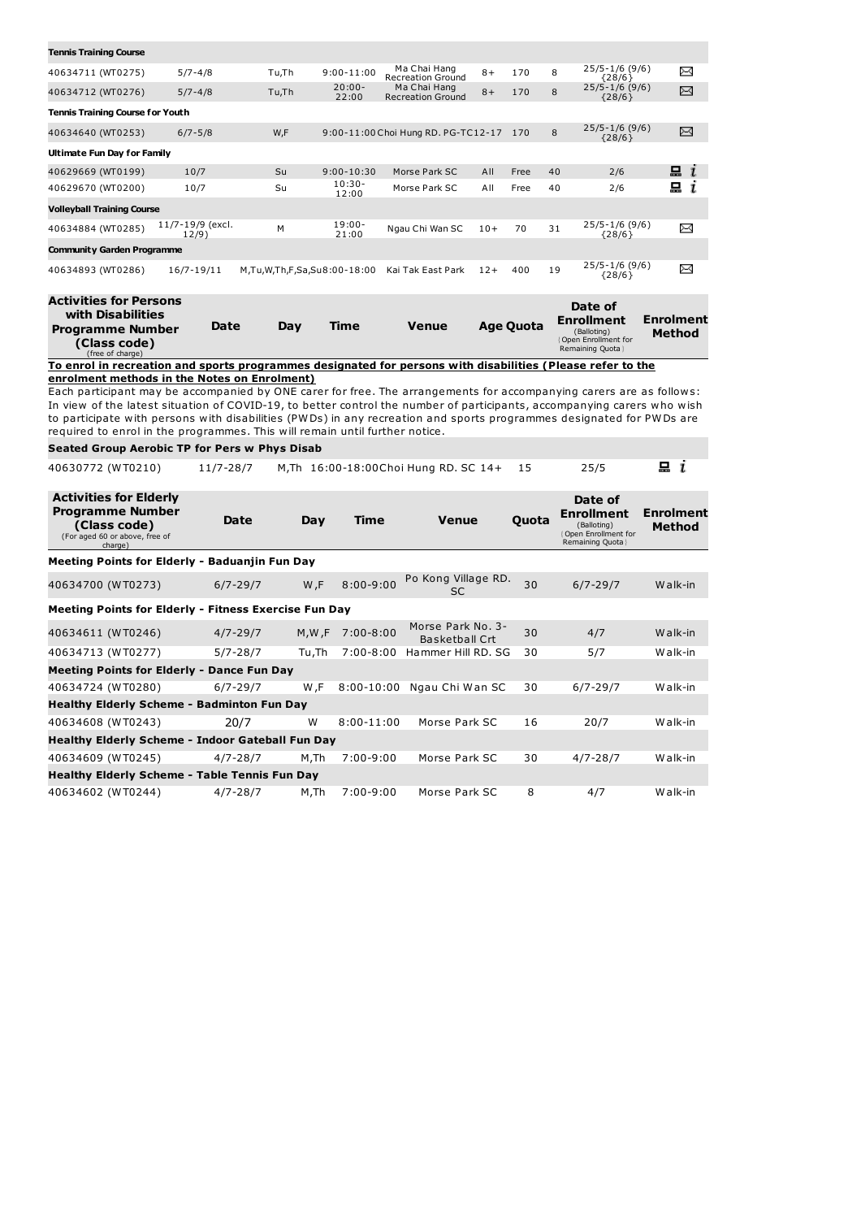| | | | | | | | | | |
|---|---|---|---|---|---|---|---|---|---|
| **Tennis Training Course** | | | | | | | | | |
| 40634711 (WT0275) | 5/7-4/8 | Tu,Th | 9:00-11:00 | Ma Chai Hang Recreation Ground | 8+ | 170 | 8 | 25/5-1/6 (9/6) {28/6} | ✉ |
| 40634712 (WT0276) | 5/7-4/8 | Tu,Th | 20:00-22:00 | Ma Chai Hang Recreation Ground | 8+ | 170 | 8 | 25/5-1/6 (9/6) {28/6} | ✉ |
| **Tennis Training Course for Youth** | | | | | | | | | |
| 40634640 (WT0253) | 6/7-5/8 | W,F | 9:00-11:00 | Choi Hung RD. PG-TC | 12-17 | 170 | 8 | 25/5-1/6 (9/6) {28/6} | ✉ |
| **Ultimate Fun Day for Family** | | | | | | | | | |
| 40629669 (WT0199) | 10/7 | Su | 9:00-10:30 | Morse Park SC | All | Free | 40 | 2/6 | 💻 i |
| 40629670 (WT0200) | 10/7 | Su | 10:30-12:00 | Morse Park SC | All | Free | 40 | 2/6 | 💻 i |
| **Volleyball Training Course** | | | | | | | | | |
| 40634884 (WT0285) | 11/7-19/9 (excl. 12/9) | M | 19:00-21:00 | Ngau Chi Wan SC | 10+ | 70 | 31 | 25/5-1/6 (9/6) {28/6} | ✉ |
| **Community Garden Programme** | | | | | | | | | |
| 40634893 (WT0286) | 16/7-19/11 | M,Tu,W,Th,F,Sa,Su | 8:00-18:00 | Kai Tak East Park | 12+ | 400 | 19 | 25/5-1/6 (9/6) {28/6} | ✉ |

| **Activities for Persons with Disabilities Programme Number (Class code)** (free of charge) | **Date** | **Day** | **Time** | **Venue** | **Age** | **Quota** | **Date of Enrolment** (Balloting) (Open Enrollment for Remaining Quota) | **Enrolment Method** |
|---|---|---|---|---|---|---|---|---|

**To enrol in recreation and sports programmes designated for persons with disabilities (Please refer to the enrolment methods in the Notes on Enrolment)**

Each participant may be accompanied by ONE carer for free. The arrangements for accompanying carers are as follows: In view of the latest situation of COVID-19, to better control the number of participants, accompanying carers who wish to participate with persons with disabilities (PWDs) in any recreation and sports programmes designated for PWDs are required to enrol in the programmes. This will remain until further notice.

| | | | | | | | | |
|---|---|---|---|---|---|---|---|---|
| **Seated Group Aerobic TP for Pers w Phys Disab** | | | | | | | | |
| 40630772 (WT0210) | 11/7-28/7 | M,Th | 16:00-18:00 | Choi Hung RD. SC | 14+ | 15 | 25/5 | 💻 i |

| **Activities for Elderly Programme Number (Class code)** (For aged 60 or above, free of charge) | **Date** | **Day** | **Time** | **Venue** | **Quota** | **Date of Enrollment** (Balloting) (Open Enrollment for Remaining Quota) | **Enrolment Method** |
|---|---|---|---|---|---|---|---|
| **Meeting Points for Elderly - Baduanjin Fun Day** | | | | | | | |
| 40634700 (WT0273) | 6/7-29/7 | W,F | 8:00-9:00 | Po Kong Village RD. SC | 30 | 6/7-29/7 | Walk-in |
| **Meeting Points for Elderly - Fitness Exercise Fun Day** | | | | | | | |
| 40634611 (WT0246) | 4/7-29/7 | M,W,F | 7:00-8:00 | Morse Park No. 3-Basketball Crt | 30 | 4/7 | Walk-in |
| 40634713 (WT0277) | 5/7-28/7 | Tu,Th | 7:00-8:00 | Hammer Hill RD. SG | 30 | 5/7 | Walk-in |
| **Meeting Points for Elderly - Dance Fun Day** | | | | | | | |
| 40634724 (WT0280) | 6/7-29/7 | W,F | 8:00-10:00 | Ngau Chi Wan SC | 30 | 6/7-29/7 | Walk-in |
| **Healthy Elderly Scheme - Badminton Fun Day** | | | | | | | |
| 40634608 (WT0243) | 20/7 | W | 8:00-11:00 | Morse Park SC | 16 | 20/7 | Walk-in |
| **Healthy Elderly Scheme - Indoor Gateball Fun Day** | | | | | | | |
| 40634609 (WT0245) | 4/7-28/7 | M,Th | 7:00-9:00 | Morse Park SC | 30 | 4/7-28/7 | Walk-in |
| **Healthy Elderly Scheme - Table Tennis Fun Day** | | | | | | | |
| 40634602 (WT0244) | 4/7-28/7 | M,Th | 7:00-9:00 | Morse Park SC | 8 | 4/7 | Walk-in |